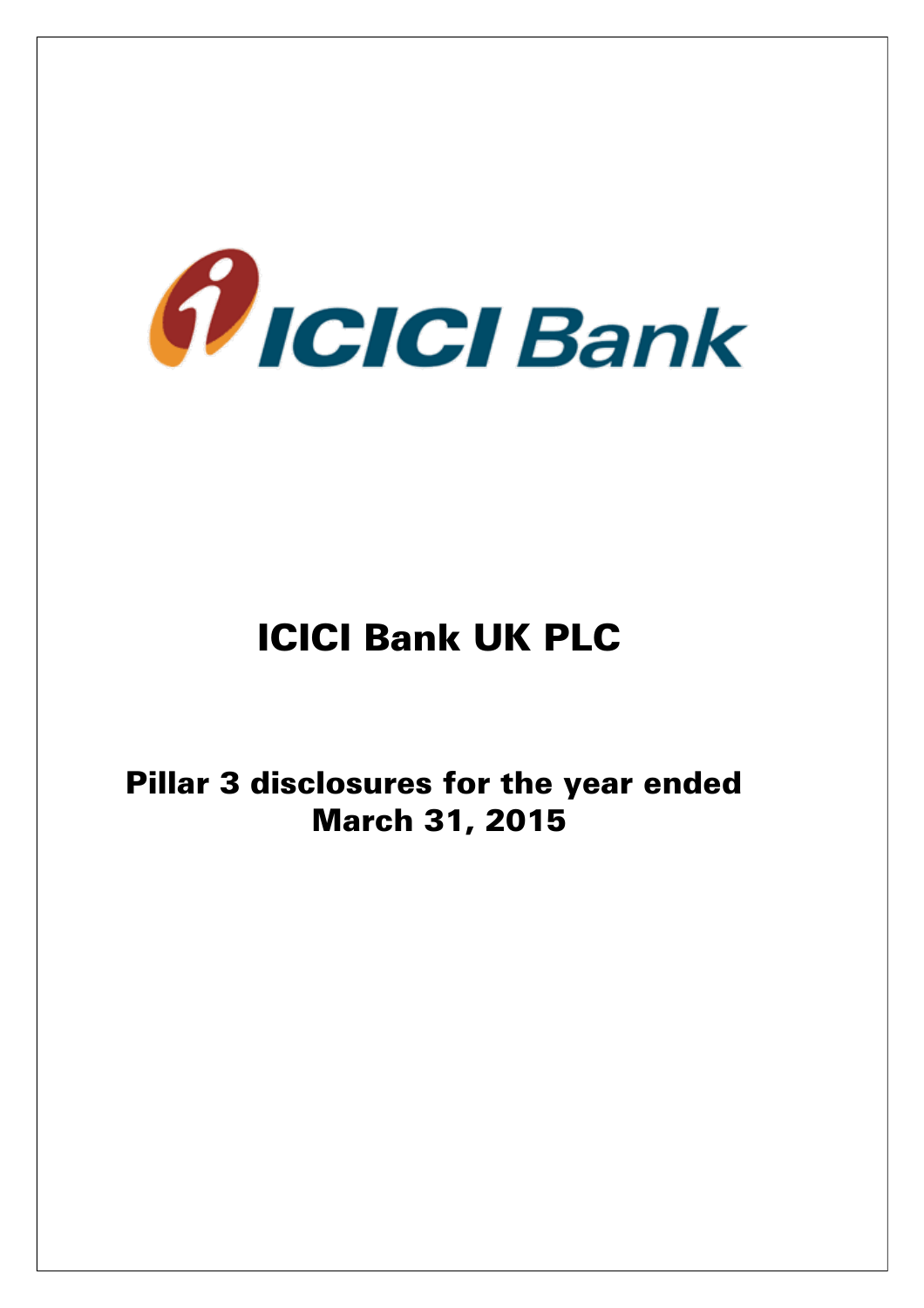# ICICI Bank UK PLC

## Pillar 3 disclosures for the year ended March 31, 2015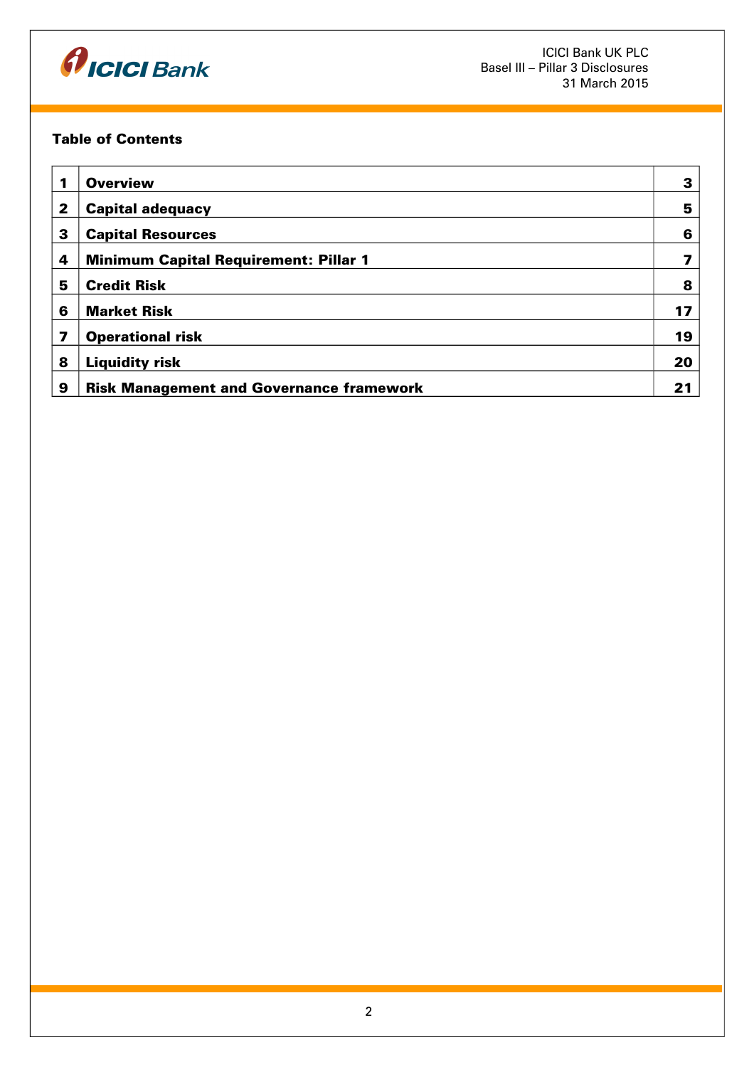**Table of Contents**

| | | |
|---|---|---|
| 1 | **Overview** | 3 |
| 2 | **Capital adequacy** | 5 |
| 3 | **Capital Resources** | 6 |
| 4 | **Minimum Capital Requirement: Pillar 1** | 7 |
| 5 | **Credit Risk** | 8 |
| 6 | **Market Risk** | 17 |
| 7 | **Operational risk** | 19 |
| 8 | **Liquidity risk** | 20 |
| 9 | **Risk Management and Governance framework** | 21 |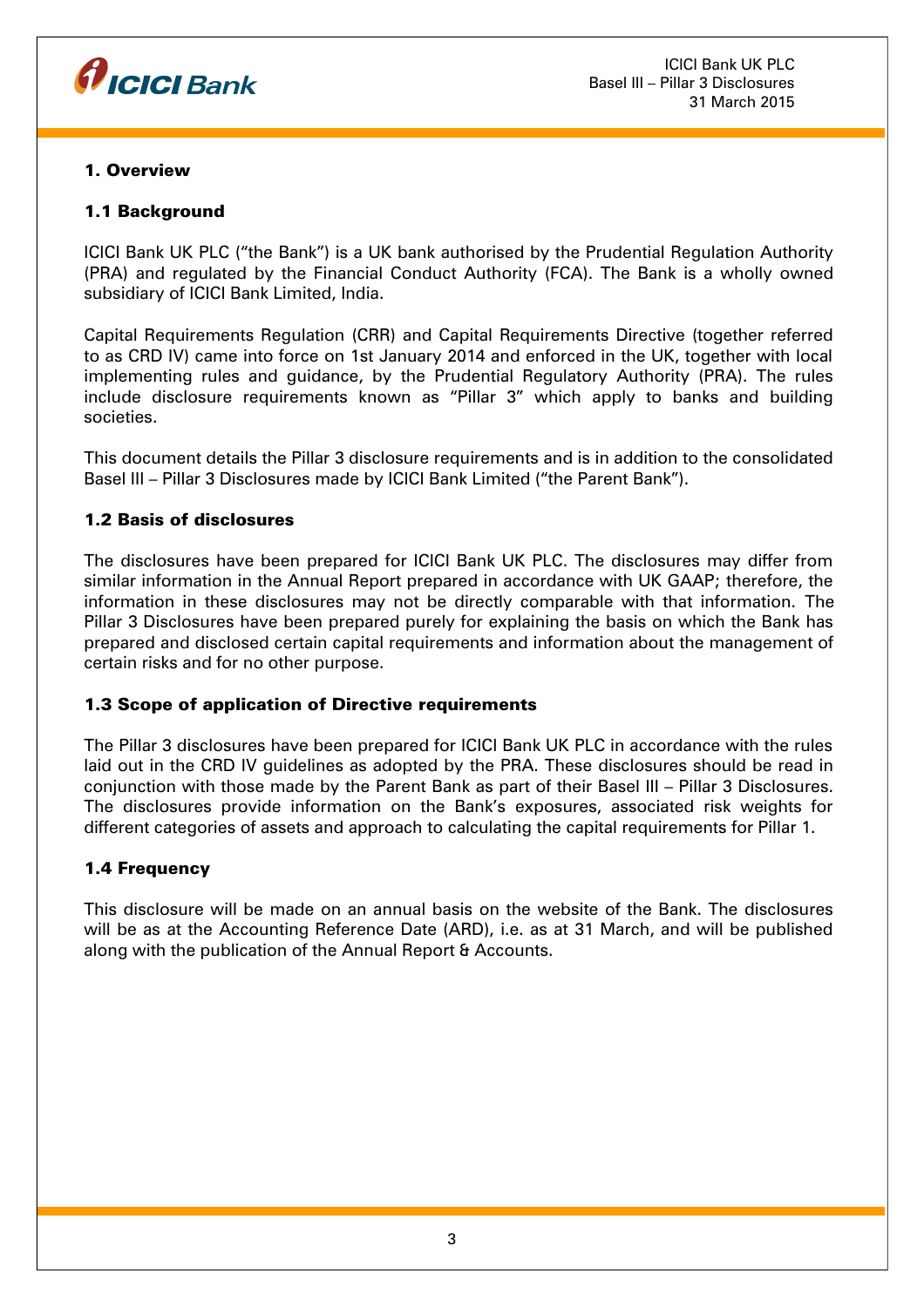## 1. Overview

### 1.1 Background

ICICI Bank UK PLC ("the Bank") is a UK bank authorised by the Prudential Regulation Authority (PRA) and regulated by the Financial Conduct Authority (FCA). The Bank is a wholly owned subsidiary of ICICI Bank Limited, India.

Capital Requirements Regulation (CRR) and Capital Requirements Directive (together referred to as CRD IV) came into force on 1st January 2014 and enforced in the UK, together with local implementing rules and guidance, by the Prudential Regulatory Authority (PRA). The rules include disclosure requirements known as "Pillar 3" which apply to banks and building societies.

This document details the Pillar 3 disclosure requirements and is in addition to the consolidated Basel III – Pillar 3 Disclosures made by ICICI Bank Limited ("the Parent Bank").

### 1.2 Basis of disclosures

The disclosures have been prepared for ICICI Bank UK PLC. The disclosures may differ from similar information in the Annual Report prepared in accordance with UK GAAP; therefore, the information in these disclosures may not be directly comparable with that information. The Pillar 3 Disclosures have been prepared purely for explaining the basis on which the Bank has prepared and disclosed certain capital requirements and information about the management of certain risks and for no other purpose.

### 1.3 Scope of application of Directive requirements

The Pillar 3 disclosures have been prepared for ICICI Bank UK PLC in accordance with the rules laid out in the CRD IV guidelines as adopted by the PRA. These disclosures should be read in conjunction with those made by the Parent Bank as part of their Basel III – Pillar 3 Disclosures. The disclosures provide information on the Bank's exposures, associated risk weights for different categories of assets and approach to calculating the capital requirements for Pillar 1.

### 1.4 Frequency

This disclosure will be made on an annual basis on the website of the Bank. The disclosures will be as at the Accounting Reference Date (ARD), i.e. as at 31 March, and will be published along with the publication of the Annual Report & Accounts.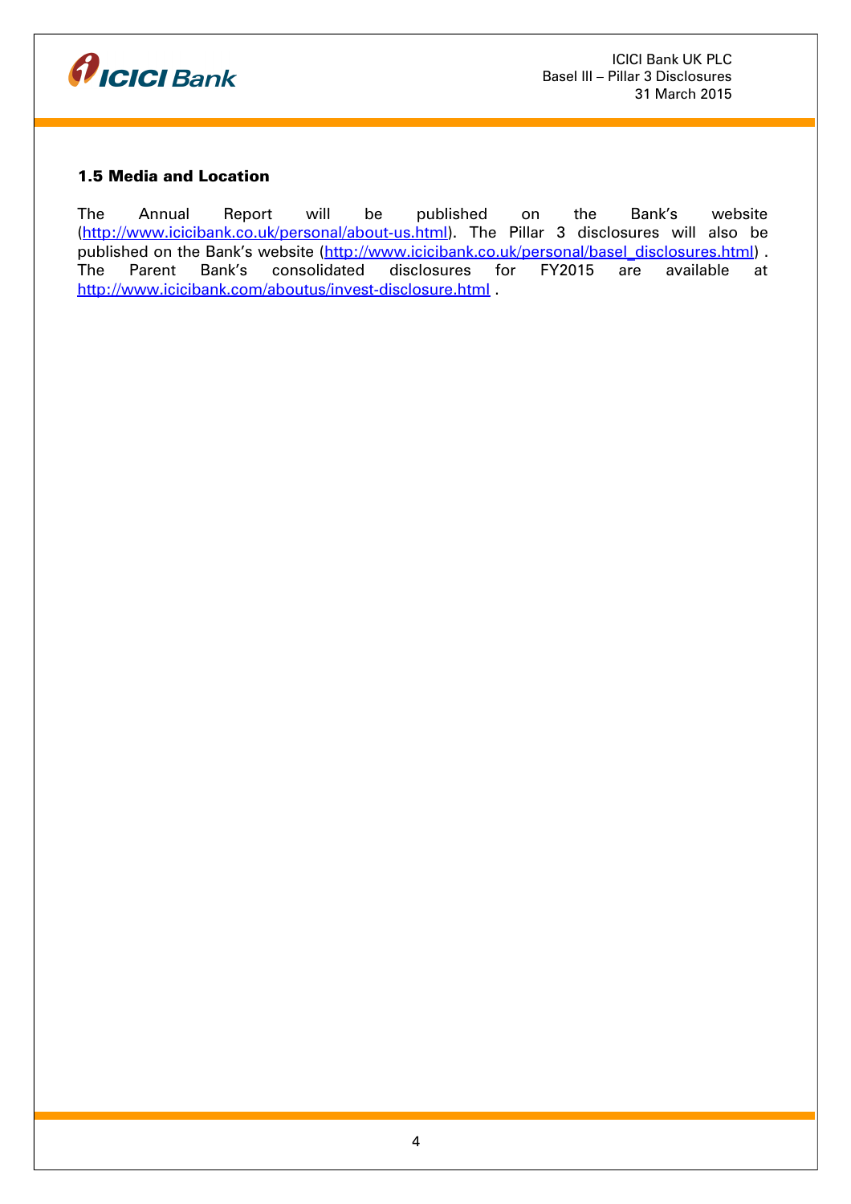### 1.5 Media and Location

The Annual Report will be published on the Bank's website (http://www.icicibank.co.uk/personal/about-us.html). The Pillar 3 disclosures will also be published on the Bank's website (http://www.icicibank.co.uk/personal/basel_disclosures.html) . The Parent Bank's consolidated disclosures for FY2015 are available at http://www.icicibank.com/aboutus/invest-disclosure.html .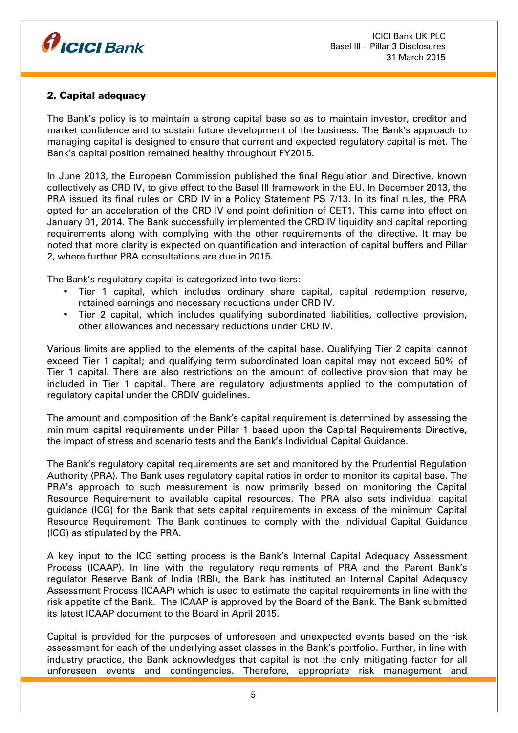## 2. Capital adequacy

The Bank's policy is to maintain a strong capital base so as to maintain investor, creditor and market confidence and to sustain future development of the business. The Bank's approach to managing capital is designed to ensure that current and expected regulatory capital is met. The Bank's capital position remained healthy throughout FY2015.

In June 2013, the European Commission published the final Regulation and Directive, known collectively as CRD IV, to give effect to the Basel III framework in the EU. In December 2013, the PRA issued its final rules on CRD IV in a Policy Statement PS 7/13. In its final rules, the PRA opted for an acceleration of the CRD IV end point definition of CET1. This came into effect on January 01, 2014. The Bank successfully implemented the CRD IV liquidity and capital reporting requirements along with complying with the other requirements of the directive. It may be noted that more clarity is expected on quantification and interaction of capital buffers and Pillar 2, where further PRA consultations are due in 2015.

The Bank's regulatory capital is categorized into two tiers:

- Tier 1 capital, which includes ordinary share capital, capital redemption reserve, retained earnings and necessary reductions under CRD IV.
- Tier 2 capital, which includes qualifying subordinated liabilities, collective provision, other allowances and necessary reductions under CRD IV.

Various limits are applied to the elements of the capital base. Qualifying Tier 2 capital cannot exceed Tier 1 capital; and qualifying term subordinated loan capital may not exceed 50% of Tier 1 capital. There are also restrictions on the amount of collective provision that may be included in Tier 1 capital. There are regulatory adjustments applied to the computation of regulatory capital under the CRDIV guidelines.

The amount and composition of the Bank's capital requirement is determined by assessing the minimum capital requirements under Pillar 1 based upon the Capital Requirements Directive, the impact of stress and scenario tests and the Bank's Individual Capital Guidance.

The Bank's regulatory capital requirements are set and monitored by the Prudential Regulation Authority (PRA). The Bank uses regulatory capital ratios in order to monitor its capital base. The PRA's approach to such measurement is now primarily based on monitoring the Capital Resource Requirement to available capital resources. The PRA also sets individual capital guidance (ICG) for the Bank that sets capital requirements in excess of the minimum Capital Resource Requirement. The Bank continues to comply with the Individual Capital Guidance (ICG) as stipulated by the PRA.

A key input to the ICG setting process is the Bank's Internal Capital Adequacy Assessment Process (ICAAP). In line with the regulatory requirements of PRA and the Parent Bank's regulator Reserve Bank of India (RBI), the Bank has instituted an Internal Capital Adequacy Assessment Process (ICAAP) which is used to estimate the capital requirements in line with the risk appetite of the Bank. The ICAAP is approved by the Board of the Bank. The Bank submitted its latest ICAAP document to the Board in April 2015.

Capital is provided for the purposes of unforeseen and unexpected events based on the risk assessment for each of the underlying asset classes in the Bank's portfolio. Further, in line with industry practice, the Bank acknowledges that capital is not the only mitigating factor for all unforeseen events and contingencies. Therefore, appropriate risk management and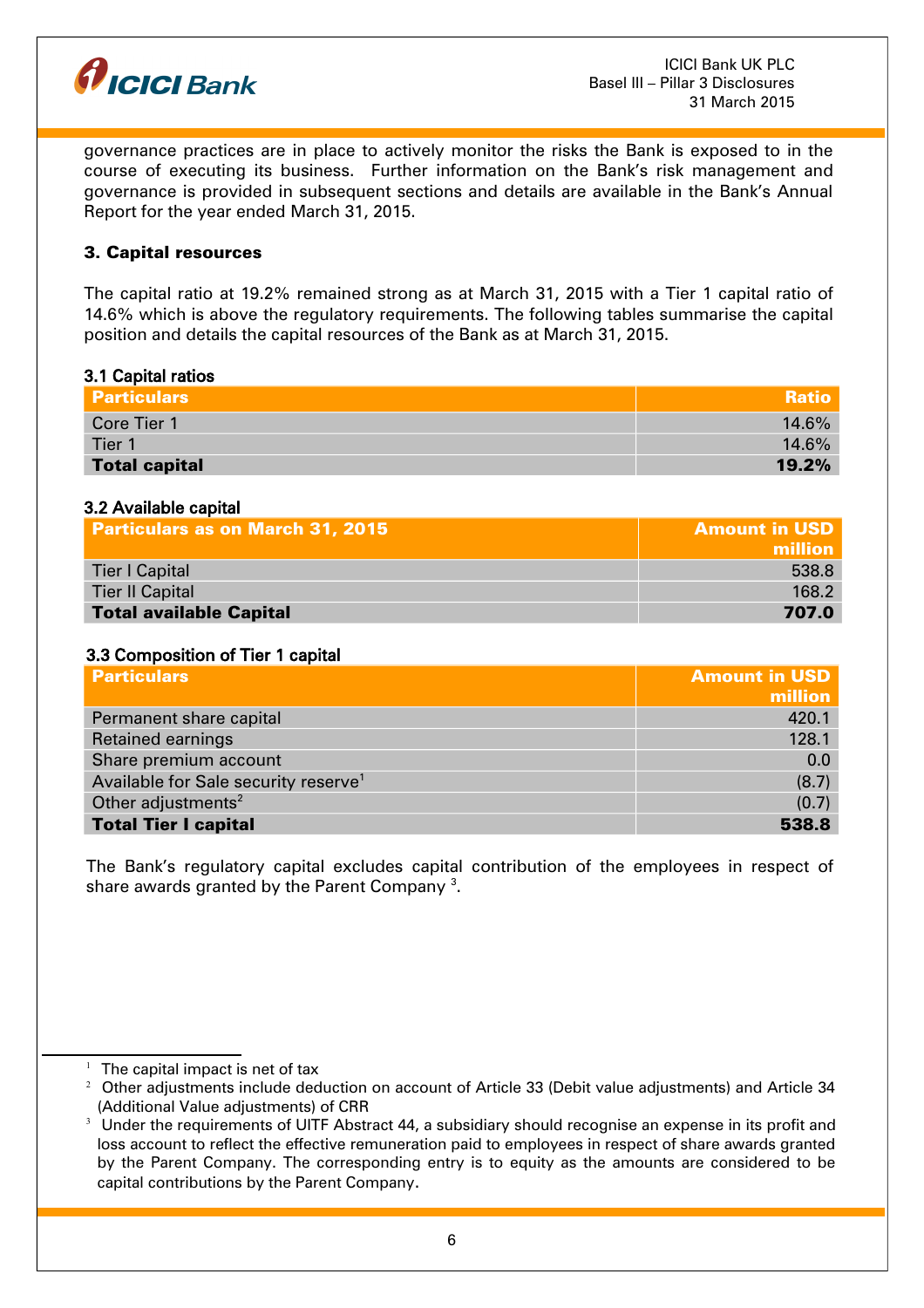governance practices are in place to actively monitor the risks the Bank is exposed to in the course of executing its business. Further information on the Bank's risk management and governance is provided in subsequent sections and details are available in the Bank's Annual Report for the year ended March 31, 2015.

## 3. Capital resources

The capital ratio at 19.2% remained strong as at March 31, 2015 with a Tier 1 capital ratio of 14.6% which is above the regulatory requirements. The following tables summarise the capital position and details the capital resources of the Bank as at March 31, 2015.

### 3.1 Capital ratios

| Particulars | Ratio |
|---|---|
| Core Tier 1 | 14.6% |
| Tier 1 | 14.6% |
| **Total capital** | **19.2%** |

### 3.2 Available capital

| Particulars as on March 31, 2015 | Amount in USD million |
|---|---|
| Tier I Capital | 538.8 |
| Tier II Capital | 168.2 |
| **Total available Capital** | **707.0** |

### 3.3 Composition of Tier 1 capital

| Particulars | Amount in USD million |
|---|---|
| Permanent share capital | 420.1 |
| Retained earnings | 128.1 |
| Share premium account | 0.0 |
| Available for Sale security reserve[1] | (8.7) |
| Other adjustments[2] | (0.7) |
| **Total Tier I capital** | **538.8** |

The Bank's regulatory capital excludes capital contribution of the employees in respect of share awards granted by the Parent Company [3].

[1] The capital impact is net of tax

[2] Other adjustments include deduction on account of Article 33 (Debit value adjustments) and Article 34 (Additional Value adjustments) of CRR

[3] Under the requirements of UITF Abstract 44, a subsidiary should recognise an expense in its profit and loss account to reflect the effective remuneration paid to employees in respect of share awards granted by the Parent Company. The corresponding entry is to equity as the amounts are considered to be capital contributions by the Parent Company.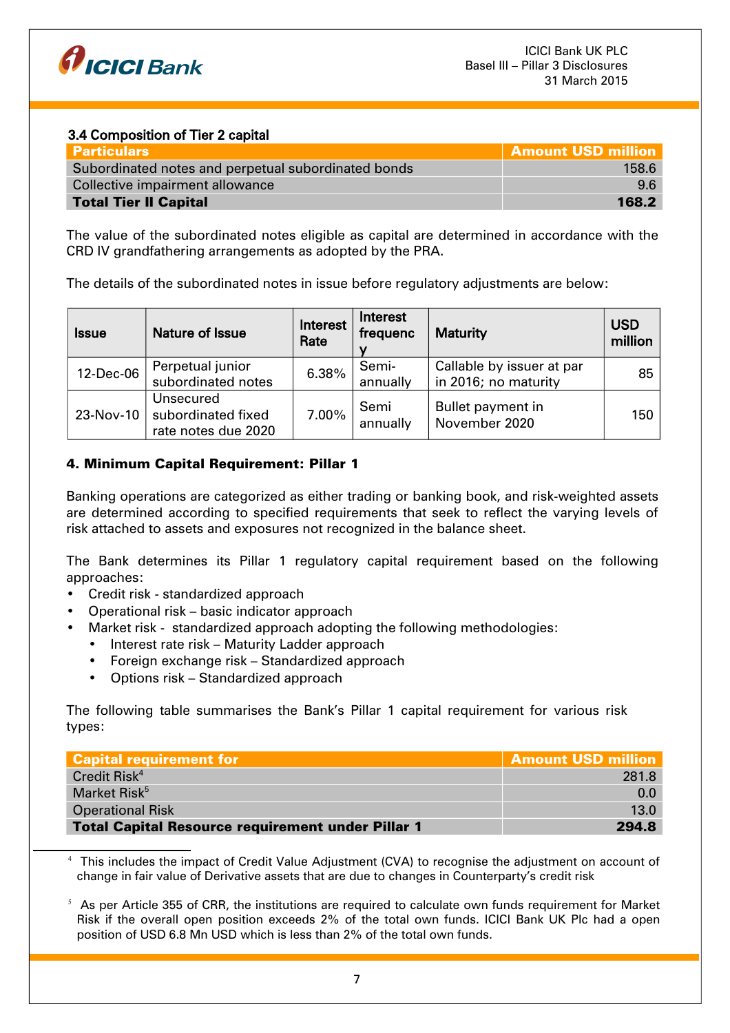### 3.4 Composition of Tier 2 capital

| Particulars | Amount USD million |
|---|---|
| Subordinated notes and perpetual subordinated bonds | 158.6 |
| Collective impairment allowance | 9.6 |
| **Total Tier II Capital** | **168.2** |

The value of the subordinated notes eligible as capital are determined in accordance with the CRD IV grandfathering arrangements as adopted by the PRA.

The details of the subordinated notes in issue before regulatory adjustments are below:

| Issue | Nature of Issue | Interest Rate | Interest frequency | Maturity | USD million |
|---|---|---|---|---|---|
| 12-Dec-06 | Perpetual junior subordinated notes | 6.38% | Semi-annually | Callable by issuer at par in 2016; no maturity | 85 |
| 23-Nov-10 | Unsecured subordinated fixed rate notes due 2020 | 7.00% | Semi annually | Bullet payment in November 2020 | 150 |

## 4. Minimum Capital Requirement: Pillar 1

Banking operations are categorized as either trading or banking book, and risk-weighted assets are determined according to specified requirements that seek to reflect the varying levels of risk attached to assets and exposures not recognized in the balance sheet.

The Bank determines its Pillar 1 regulatory capital requirement based on the following approaches:

- Credit risk - standardized approach
- Operational risk – basic indicator approach
- Market risk - standardized approach adopting the following methodologies:
  - Interest rate risk – Maturity Ladder approach
  - Foreign exchange risk – Standardized approach
  - Options risk – Standardized approach

The following table summarises the Bank's Pillar 1 capital requirement for various risk types:

| Capital requirement for | Amount USD million |
|---|---|
| Credit Risk[4] | 281.8 |
| Market Risk[5] | 0.0 |
| Operational Risk | 13.0 |
| **Total Capital Resource requirement under Pillar 1** | **294.8** |

[4] This includes the impact of Credit Value Adjustment (CVA) to recognise the adjustment on account of change in fair value of Derivative assets that are due to changes in Counterparty's credit risk

[5] As per Article 355 of CRR, the institutions are required to calculate own funds requirement for Market Risk if the overall open position exceeds 2% of the total own funds. ICICI Bank UK Plc had a open position of USD 6.8 Mn USD which is less than 2% of the total own funds.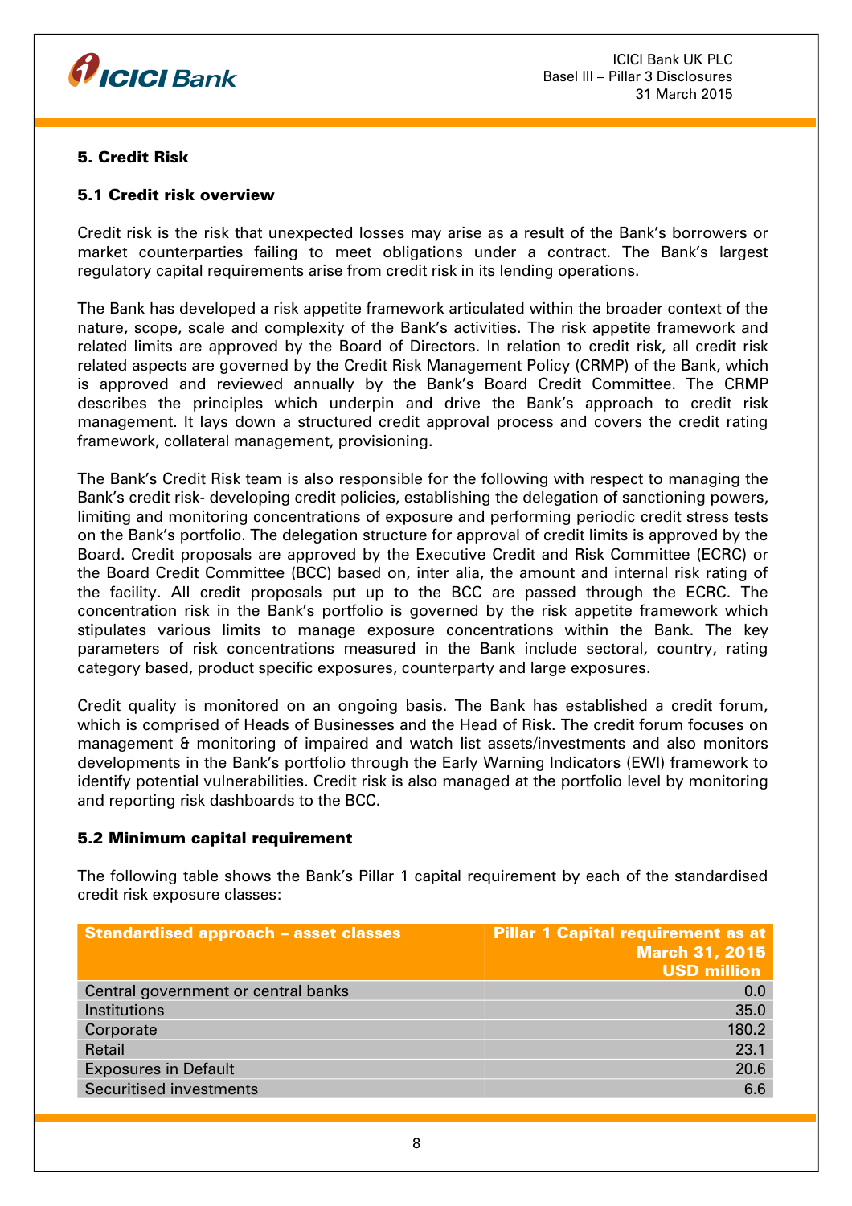## 5. Credit Risk

### 5.1 Credit risk overview

Credit risk is the risk that unexpected losses may arise as a result of the Bank's borrowers or market counterparties failing to meet obligations under a contract. The Bank's largest regulatory capital requirements arise from credit risk in its lending operations.

The Bank has developed a risk appetite framework articulated within the broader context of the nature, scope, scale and complexity of the Bank's activities. The risk appetite framework and related limits are approved by the Board of Directors. In relation to credit risk, all credit risk related aspects are governed by the Credit Risk Management Policy (CRMP) of the Bank, which is approved and reviewed annually by the Bank's Board Credit Committee. The CRMP describes the principles which underpin and drive the Bank's approach to credit risk management. It lays down a structured credit approval process and covers the credit rating framework, collateral management, provisioning.

The Bank's Credit Risk team is also responsible for the following with respect to managing the Bank's credit risk- developing credit policies, establishing the delegation of sanctioning powers, limiting and monitoring concentrations of exposure and performing periodic credit stress tests on the Bank's portfolio. The delegation structure for approval of credit limits is approved by the Board. Credit proposals are approved by the Executive Credit and Risk Committee (ECRC) or the Board Credit Committee (BCC) based on, inter alia, the amount and internal risk rating of the facility. All credit proposals put up to the BCC are passed through the ECRC. The concentration risk in the Bank's portfolio is governed by the risk appetite framework which stipulates various limits to manage exposure concentrations within the Bank. The key parameters of risk concentrations measured in the Bank include sectoral, country, rating category based, product specific exposures, counterparty and large exposures.

Credit quality is monitored on an ongoing basis. The Bank has established a credit forum, which is comprised of Heads of Businesses and the Head of Risk. The credit forum focuses on management & monitoring of impaired and watch list assets/investments and also monitors developments in the Bank's portfolio through the Early Warning Indicators (EWI) framework to identify potential vulnerabilities. Credit risk is also managed at the portfolio level by monitoring and reporting risk dashboards to the BCC.

### 5.2 Minimum capital requirement

The following table shows the Bank's Pillar 1 capital requirement by each of the standardised credit risk exposure classes:

| Standardised approach – asset classes | Pillar 1 Capital requirement as at March 31, 2015 USD million |
|---|---|
| Central government or central banks | 0.0 |
| Institutions | 35.0 |
| Corporate | 180.2 |
| Retail | 23.1 |
| Exposures in Default | 20.6 |
| Securitised investments | 6.6 |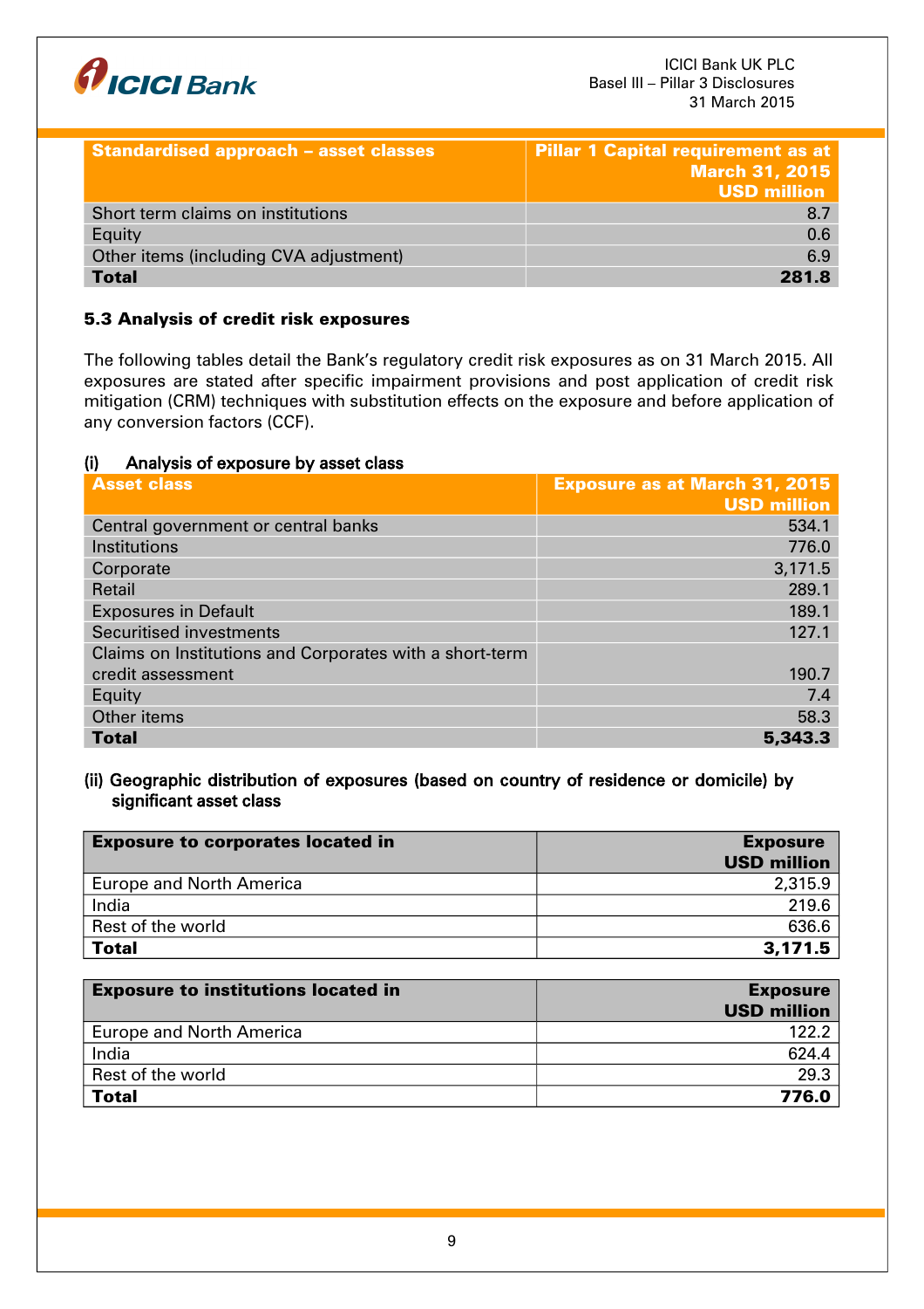| Standardised approach – asset classes | Pillar 1 Capital requirement as at March 31, 2015 USD million |
|---|---|
| Short term claims on institutions | 8.7 |
| Equity | 0.6 |
| Other items (including CVA adjustment) | 6.9 |
| **Total** | **281.8** |

### 5.3 Analysis of credit risk exposures

The following tables detail the Bank's regulatory credit risk exposures as on 31 March 2015. All exposures are stated after specific impairment provisions and post application of credit risk mitigation (CRM) techniques with substitution effects on the exposure and before application of any conversion factors (CCF).

**(i) Analysis of exposure by asset class**

| Asset class | Exposure as at March 31, 2015 USD million |
|---|---|
| Central government or central banks | 534.1 |
| Institutions | 776.0 |
| Corporate | 3,171.5 |
| Retail | 289.1 |
| Exposures in Default | 189.1 |
| Securitised investments | 127.1 |
| Claims on Institutions and Corporates with a short-term credit assessment | 190.7 |
| Equity | 7.4 |
| Other items | 58.3 |
| **Total** | **5,343.3** |

**(ii) Geographic distribution of exposures (based on country of residence or domicile) by significant asset class**

| Exposure to corporates located in | Exposure USD million |
|---|---|
| Europe and North America | 2,315.9 |
| India | 219.6 |
| Rest of the world | 636.6 |
| **Total** | **3,171.5** |

| Exposure to institutions located in | Exposure USD million |
|---|---|
| Europe and North America | 122.2 |
| India | 624.4 |
| Rest of the world | 29.3 |
| **Total** | **776.0** |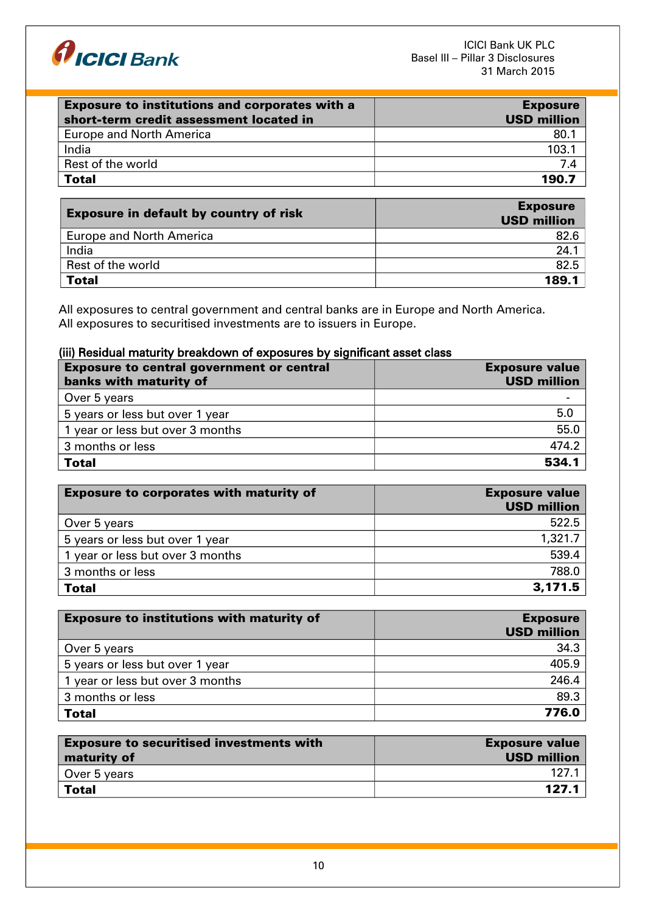| Exposure to institutions and corporates with a short-term credit assessment located in | Exposure USD million |
|---|---|
| Europe and North America | 80.1 |
| India | 103.1 |
| Rest of the world | 7.4 |
| **Total** | **190.7** |

| Exposure in default by country of risk | Exposure USD million |
|---|---|
| Europe and North America | 82.6 |
| India | 24.1 |
| Rest of the world | 82.5 |
| **Total** | **189.1** |

All exposures to central government and central banks are in Europe and North America.
All exposures to securitised investments are to issuers in Europe.

### (iii) Residual maturity breakdown of exposures by significant asset class

| Exposure to central government or central banks with maturity of | Exposure value USD million |
|---|---|
| Over 5 years | - |
| 5 years or less but over 1 year | 5.0 |
| 1 year or less but over 3 months | 55.0 |
| 3 months or less | 474.2 |
| **Total** | **534.1** |

| Exposure to corporates with maturity of | Exposure value USD million |
|---|---|
| Over 5 years | 522.5 |
| 5 years or less but over 1 year | 1,321.7 |
| 1 year or less but over 3 months | 539.4 |
| 3 months or less | 788.0 |
| **Total** | **3,171.5** |

| Exposure to institutions with maturity of | Exposure USD million |
|---|---|
| Over 5 years | 34.3 |
| 5 years or less but over 1 year | 405.9 |
| 1 year or less but over 3 months | 246.4 |
| 3 months or less | 89.3 |
| **Total** | **776.0** |

| Exposure to securitised investments with maturity of | Exposure value USD million |
|---|---|
| Over 5 years | 127.1 |
| **Total** | **127.1** |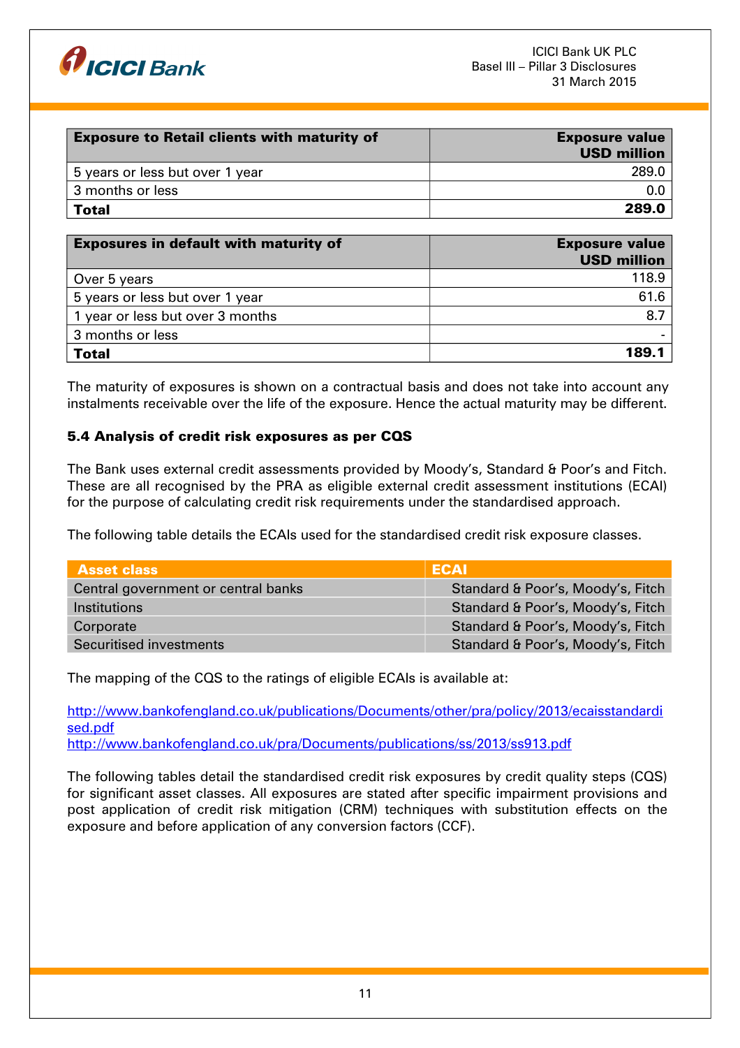| Exposure to Retail clients with maturity of | Exposure value USD million |
|---|---|
| 5 years or less but over 1 year | 289.0 |
| 3 months or less | 0.0 |
| **Total** | **289.0** |

| Exposures in default with maturity of | Exposure value USD million |
|---|---|
| Over 5 years | 118.9 |
| 5 years or less but over 1 year | 61.6 |
| 1 year or less but over 3 months | 8.7 |
| 3 months or less | - |
| **Total** | **189.1** |

The maturity of exposures is shown on a contractual basis and does not take into account any instalments receivable over the life of the exposure. Hence the actual maturity may be different.

### 5.4 Analysis of credit risk exposures as per CQS

The Bank uses external credit assessments provided by Moody's, Standard & Poor's and Fitch. These are all recognised by the PRA as eligible external credit assessment institutions (ECAI) for the purpose of calculating credit risk requirements under the standardised approach.

The following table details the ECAIs used for the standardised credit risk exposure classes.

| Asset class | ECAI |
|---|---|
| Central government or central banks | Standard & Poor's, Moody's, Fitch |
| Institutions | Standard & Poor's, Moody's, Fitch |
| Corporate | Standard & Poor's, Moody's, Fitch |
| Securitised investments | Standard & Poor's, Moody's, Fitch |

The mapping of the CQS to the ratings of eligible ECAIs is available at:

http://www.bankofengland.co.uk/publications/Documents/other/pra/policy/2013/ecaisstandardised.pdf
http://www.bankofengland.co.uk/pra/Documents/publications/ss/2013/ss913.pdf

The following tables detail the standardised credit risk exposures by credit quality steps (CQS) for significant asset classes. All exposures are stated after specific impairment provisions and post application of credit risk mitigation (CRM) techniques with substitution effects on the exposure and before application of any conversion factors (CCF).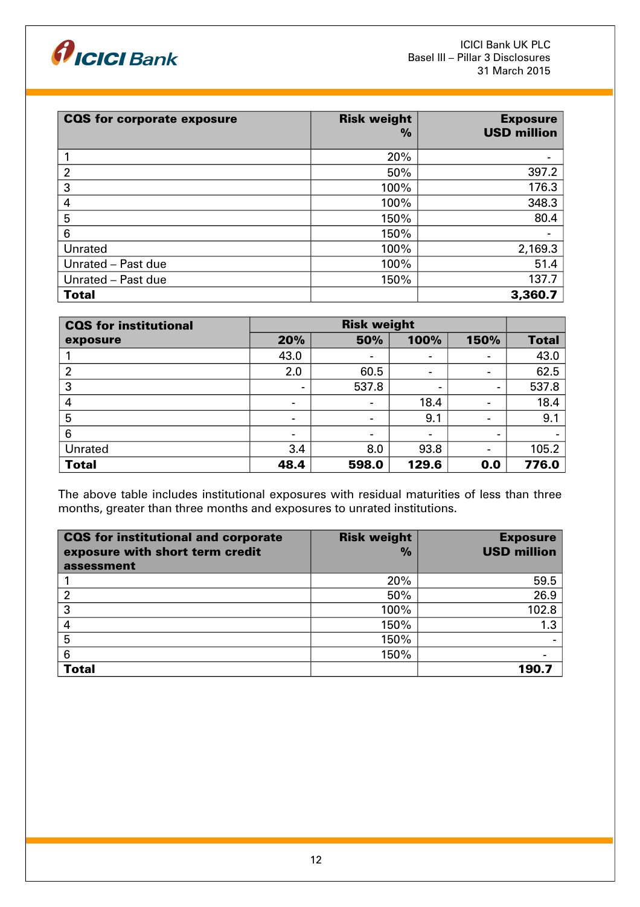| CQS for corporate exposure | Risk weight % | Exposure USD million |
|---|---|---|
| 1 | 20% | - |
| 2 | 50% | 397.2 |
| 3 | 100% | 176.3 |
| 4 | 100% | 348.3 |
| 5 | 150% | 80.4 |
| 6 | 150% | - |
| Unrated | 100% | 2,169.3 |
| Unrated – Past due | 100% | 51.4 |
| Unrated – Past due | 150% | 137.7 |
| **Total** | | **3,360.7** |

| CQS for institutional exposure | Risk weight | | | | |
|---|---|---|---|---|---|
| | **20%** | **50%** | **100%** | **150%** | **Total** |
| 1 | 43.0 | - | - | - | 43.0 |
| 2 | 2.0 | 60.5 | - | - | 62.5 |
| 3 | - | 537.8 | - | - | 537.8 |
| 4 | - | - | 18.4 | - | 18.4 |
| 5 | - | - | 9.1 | - | 9.1 |
| 6 | - | - | - | - | - |
| Unrated | 3.4 | 8.0 | 93.8 | - | 105.2 |
| **Total** | **48.4** | **598.0** | **129.6** | **0.0** | **776.0** |

The above table includes institutional exposures with residual maturities of less than three months, greater than three months and exposures to unrated institutions.

| CQS for institutional and corporate exposure with short term credit assessment | Risk weight % | Exposure USD million |
|---|---|---|
| 1 | 20% | 59.5 |
| 2 | 50% | 26.9 |
| 3 | 100% | 102.8 |
| 4 | 150% | 1.3 |
| 5 | 150% | - |
| 6 | 150% | - |
| **Total** | | **190.7** |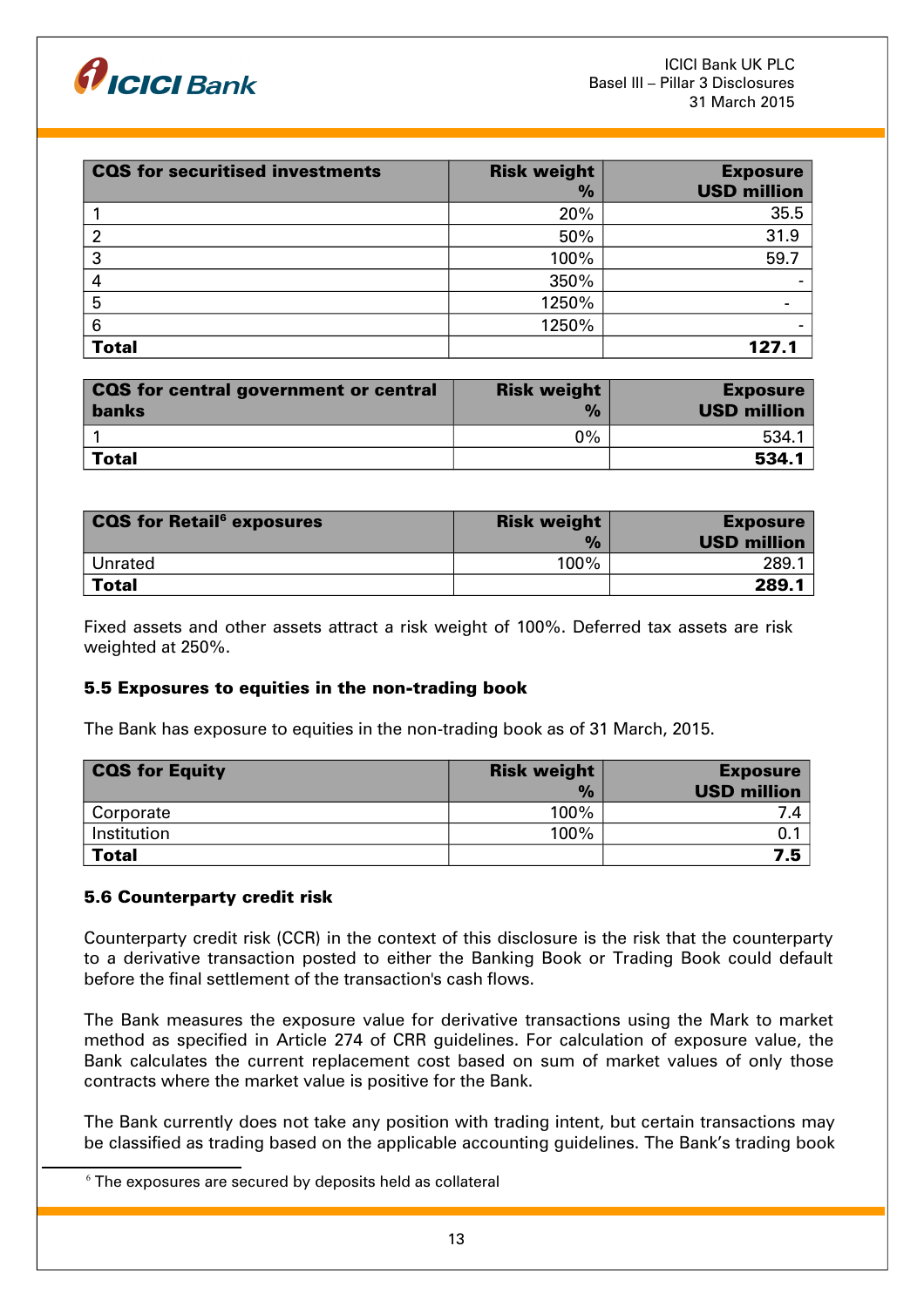| CQS for securitised investments | Risk weight % | Exposure USD million |
|---|---|---|
| 1 | 20% | 35.5 |
| 2 | 50% | 31.9 |
| 3 | 100% | 59.7 |
| 4 | 350% | - |
| 5 | 1250% | - |
| 6 | 1250% | - |
| **Total** | | **127.1** |

| CQS for central government or central banks | Risk weight % | Exposure USD million |
|---|---|---|
| 1 | 0% | 534.1 |
| **Total** | | **534.1** |

| CQS for Retail[6] exposures | Risk weight % | Exposure USD million |
|---|---|---|
| Unrated | 100% | 289.1 |
| **Total** | | **289.1** |

Fixed assets and other assets attract a risk weight of 100%. Deferred tax assets are risk weighted at 250%.

### 5.5 Exposures to equities in the non-trading book

The Bank has exposure to equities in the non-trading book as of 31 March, 2015.

| CQS for Equity | Risk weight % | Exposure USD million |
|---|---|---|
| Corporate | 100% | 7.4 |
| Institution | 100% | 0.1 |
| **Total** | | **7.5** |

### 5.6 Counterparty credit risk

Counterparty credit risk (CCR) in the context of this disclosure is the risk that the counterparty to a derivative transaction posted to either the Banking Book or Trading Book could default before the final settlement of the transaction's cash flows.

The Bank measures the exposure value for derivative transactions using the Mark to market method as specified in Article 274 of CRR guidelines. For calculation of exposure value, the Bank calculates the current replacement cost based on sum of market values of only those contracts where the market value is positive for the Bank.

The Bank currently does not take any position with trading intent, but certain transactions may be classified as trading based on the applicable accounting guidelines. The Bank's trading book

[6] The exposures are secured by deposits held as collateral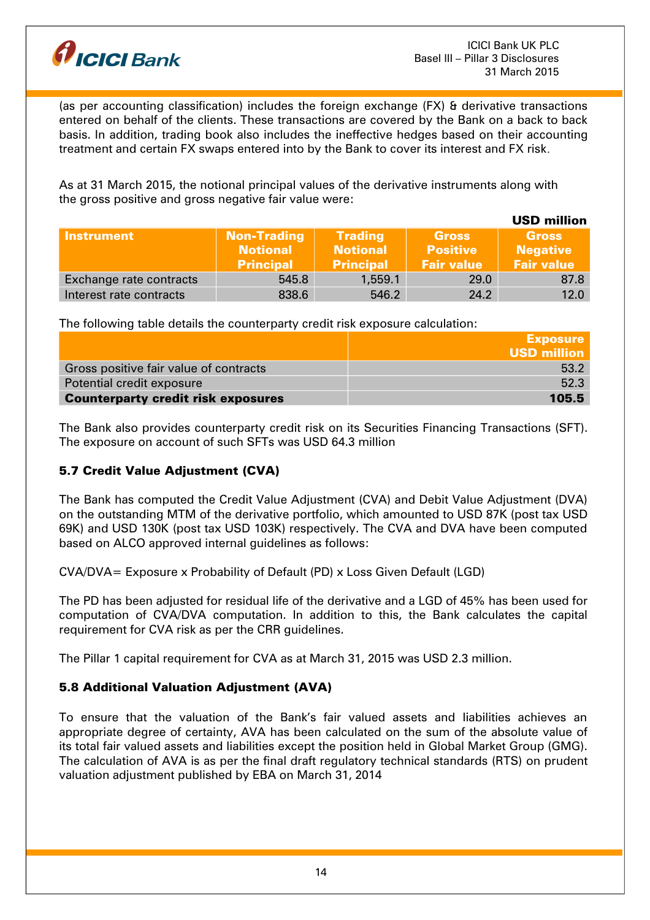(as per accounting classification) includes the foreign exchange (FX) & derivative transactions entered on behalf of the clients. These transactions are covered by the Bank on a back to back basis. In addition, trading book also includes the ineffective hedges based on their accounting treatment and certain FX swaps entered into by the Bank to cover its interest and FX risk.

As at 31 March 2015, the notional principal values of the derivative instruments along with the gross positive and gross negative fair value were:

USD million

| Instrument | Non-Trading Notional Principal | Trading Notional Principal | Gross Positive Fair value | Gross Negative Fair value |
|---|---|---|---|---|
| Exchange rate contracts | 545.8 | 1,559.1 | 29.0 | 87.8 |
| Interest rate contracts | 838.6 | 546.2 | 24.2 | 12.0 |

The following table details the counterparty credit risk exposure calculation:

| | Exposure USD million |
|---|---|
| Gross positive fair value of contracts | 53.2 |
| Potential credit exposure | 52.3 |
| **Counterparty credit risk exposures** | **105.5** |

The Bank also provides counterparty credit risk on its Securities Financing Transactions (SFT). The exposure on account of such SFTs was USD 64.3 million

### 5.7 Credit Value Adjustment (CVA)

The Bank has computed the Credit Value Adjustment (CVA) and Debit Value Adjustment (DVA) on the outstanding MTM of the derivative portfolio, which amounted to USD 87K (post tax USD 69K) and USD 130K (post tax USD 103K) respectively. The CVA and DVA have been computed based on ALCO approved internal guidelines as follows:

CVA/DVA= Exposure x Probability of Default (PD) x Loss Given Default (LGD)

The PD has been adjusted for residual life of the derivative and a LGD of 45% has been used for computation of CVA/DVA computation. In addition to this, the Bank calculates the capital requirement for CVA risk as per the CRR guidelines.

The Pillar 1 capital requirement for CVA as at March 31, 2015 was USD 2.3 million.

### 5.8 Additional Valuation Adjustment (AVA)

To ensure that the valuation of the Bank's fair valued assets and liabilities achieves an appropriate degree of certainty, AVA has been calculated on the sum of the absolute value of its total fair valued assets and liabilities except the position held in Global Market Group (GMG). The calculation of AVA is as per the final draft regulatory technical standards (RTS) on prudent valuation adjustment published by EBA on March 31, 2014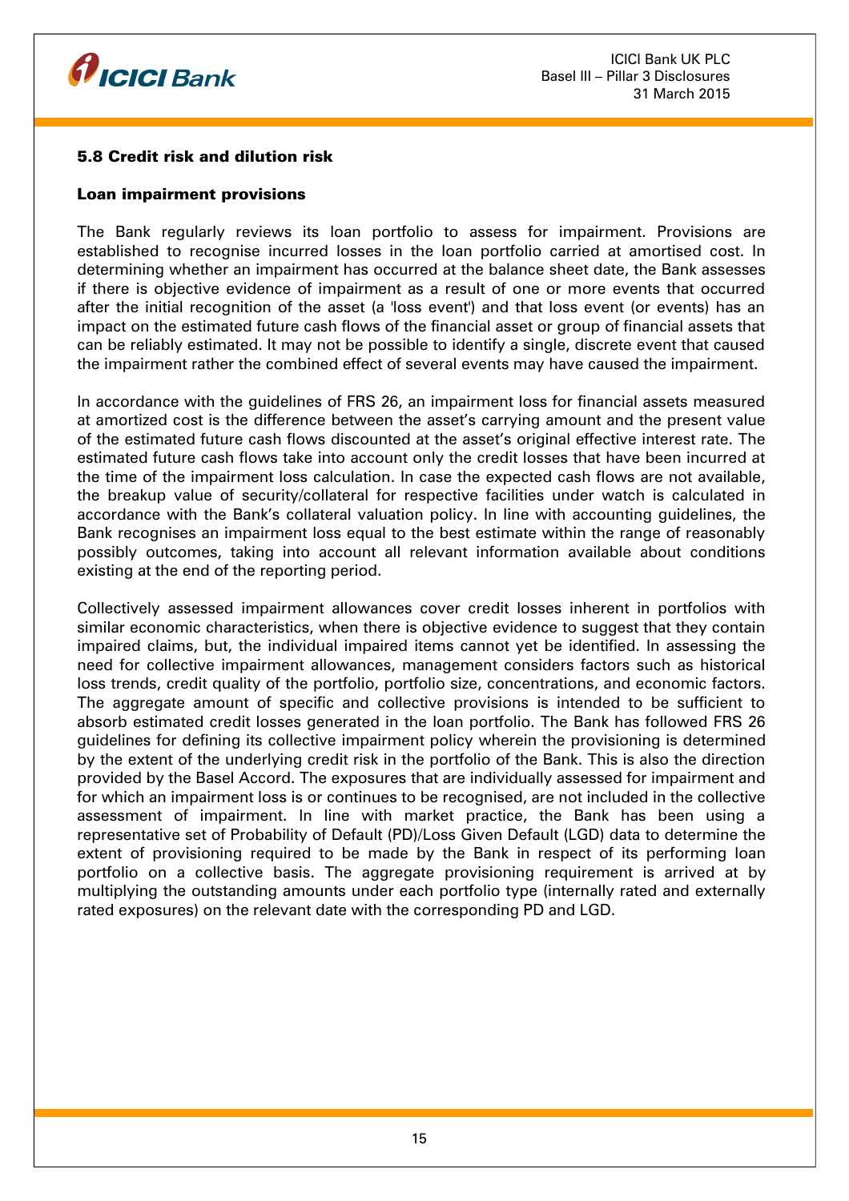### 5.8 Credit risk and dilution risk

**Loan impairment provisions**

The Bank regularly reviews its loan portfolio to assess for impairment. Provisions are established to recognise incurred losses in the loan portfolio carried at amortised cost. In determining whether an impairment has occurred at the balance sheet date, the Bank assesses if there is objective evidence of impairment as a result of one or more events that occurred after the initial recognition of the asset (a 'loss event') and that loss event (or events) has an impact on the estimated future cash flows of the financial asset or group of financial assets that can be reliably estimated. It may not be possible to identify a single, discrete event that caused the impairment rather the combined effect of several events may have caused the impairment.

In accordance with the guidelines of FRS 26, an impairment loss for financial assets measured at amortized cost is the difference between the asset's carrying amount and the present value of the estimated future cash flows discounted at the asset's original effective interest rate. The estimated future cash flows take into account only the credit losses that have been incurred at the time of the impairment loss calculation. In case the expected cash flows are not available, the breakup value of security/collateral for respective facilities under watch is calculated in accordance with the Bank's collateral valuation policy. In line with accounting guidelines, the Bank recognises an impairment loss equal to the best estimate within the range of reasonably possibly outcomes, taking into account all relevant information available about conditions existing at the end of the reporting period.

Collectively assessed impairment allowances cover credit losses inherent in portfolios with similar economic characteristics, when there is objective evidence to suggest that they contain impaired claims, but, the individual impaired items cannot yet be identified. In assessing the need for collective impairment allowances, management considers factors such as historical loss trends, credit quality of the portfolio, portfolio size, concentrations, and economic factors. The aggregate amount of specific and collective provisions is intended to be sufficient to absorb estimated credit losses generated in the loan portfolio. The Bank has followed FRS 26 guidelines for defining its collective impairment policy wherein the provisioning is determined by the extent of the underlying credit risk in the portfolio of the Bank. This is also the direction provided by the Basel Accord. The exposures that are individually assessed for impairment and for which an impairment loss is or continues to be recognised, are not included in the collective assessment of impairment. In line with market practice, the Bank has been using a representative set of Probability of Default (PD)/Loss Given Default (LGD) data to determine the extent of provisioning required to be made by the Bank in respect of its performing loan portfolio on a collective basis. The aggregate provisioning requirement is arrived at by multiplying the outstanding amounts under each portfolio type (internally rated and externally rated exposures) on the relevant date with the corresponding PD and LGD.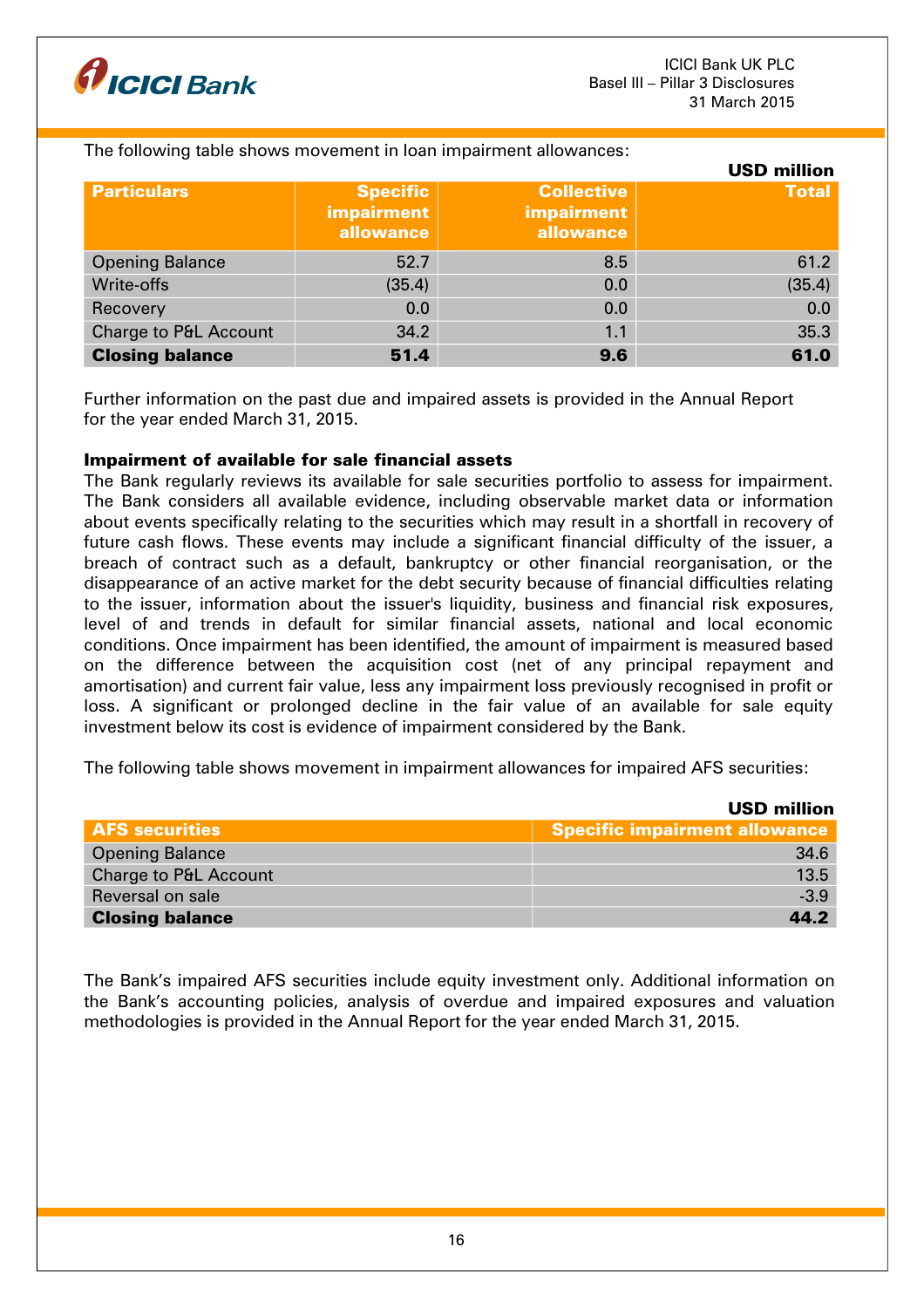The following table shows movement in loan impairment allowances:

USD million

| Particulars | Specific impairment allowance | Collective impairment allowance | Total |
|---|---|---|---|
| Opening Balance | 52.7 | 8.5 | 61.2 |
| Write-offs | (35.4) | 0.0 | (35.4) |
| Recovery | 0.0 | 0.0 | 0.0 |
| Charge to P&L Account | 34.2 | 1.1 | 35.3 |
| **Closing balance** | **51.4** | **9.6** | **61.0** |

Further information on the past due and impaired assets is provided in the Annual Report for the year ended March 31, 2015.

**Impairment of available for sale financial assets**

The Bank regularly reviews its available for sale securities portfolio to assess for impairment. The Bank considers all available evidence, including observable market data or information about events specifically relating to the securities which may result in a shortfall in recovery of future cash flows. These events may include a significant financial difficulty of the issuer, a breach of contract such as a default, bankruptcy or other financial reorganisation, or the disappearance of an active market for the debt security because of financial difficulties relating to the issuer, information about the issuer's liquidity, business and financial risk exposures, level of and trends in default for similar financial assets, national and local economic conditions. Once impairment has been identified, the amount of impairment is measured based on the difference between the acquisition cost (net of any principal repayment and amortisation) and current fair value, less any impairment loss previously recognised in profit or loss. A significant or prolonged decline in the fair value of an available for sale equity investment below its cost is evidence of impairment considered by the Bank.

The following table shows movement in impairment allowances for impaired AFS securities:

USD million

| AFS securities | Specific impairment allowance |
|---|---|
| Opening Balance | 34.6 |
| Charge to P&L Account | 13.5 |
| Reversal on sale | -3.9 |
| **Closing balance** | **44.2** |

The Bank's impaired AFS securities include equity investment only. Additional information on the Bank's accounting policies, analysis of overdue and impaired exposures and valuation methodologies is provided in the Annual Report for the year ended March 31, 2015.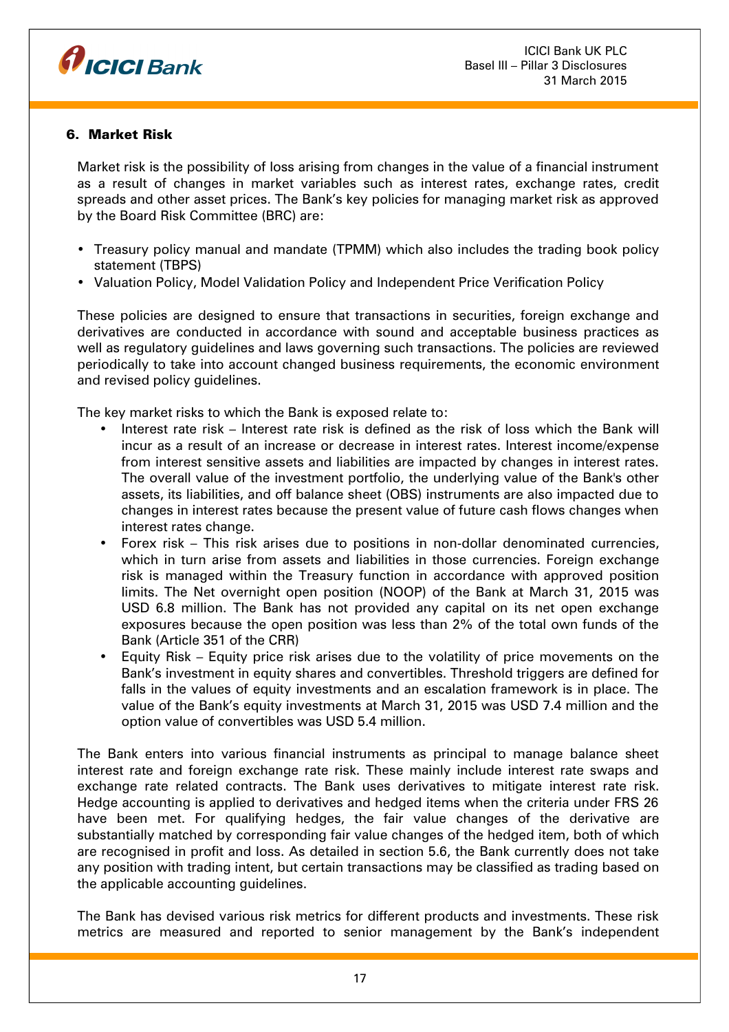## 6. Market Risk

Market risk is the possibility of loss arising from changes in the value of a financial instrument as a result of changes in market variables such as interest rates, exchange rates, credit spreads and other asset prices. The Bank's key policies for managing market risk as approved by the Board Risk Committee (BRC) are:

- Treasury policy manual and mandate (TPMM) which also includes the trading book policy statement (TBPS)
- Valuation Policy, Model Validation Policy and Independent Price Verification Policy

These policies are designed to ensure that transactions in securities, foreign exchange and derivatives are conducted in accordance with sound and acceptable business practices as well as regulatory guidelines and laws governing such transactions. The policies are reviewed periodically to take into account changed business requirements, the economic environment and revised policy guidelines.

The key market risks to which the Bank is exposed relate to:

- Interest rate risk – Interest rate risk is defined as the risk of loss which the Bank will incur as a result of an increase or decrease in interest rates. Interest income/expense from interest sensitive assets and liabilities are impacted by changes in interest rates. The overall value of the investment portfolio, the underlying value of the Bank's other assets, its liabilities, and off balance sheet (OBS) instruments are also impacted due to changes in interest rates because the present value of future cash flows changes when interest rates change.
- Forex risk – This risk arises due to positions in non-dollar denominated currencies, which in turn arise from assets and liabilities in those currencies. Foreign exchange risk is managed within the Treasury function in accordance with approved position limits. The Net overnight open position (NOOP) of the Bank at March 31, 2015 was USD 6.8 million. The Bank has not provided any capital on its net open exchange exposures because the open position was less than 2% of the total own funds of the Bank (Article 351 of the CRR)
- Equity Risk – Equity price risk arises due to the volatility of price movements on the Bank's investment in equity shares and convertibles. Threshold triggers are defined for falls in the values of equity investments and an escalation framework is in place. The value of the Bank's equity investments at March 31, 2015 was USD 7.4 million and the option value of convertibles was USD 5.4 million.

The Bank enters into various financial instruments as principal to manage balance sheet interest rate and foreign exchange rate risk. These mainly include interest rate swaps and exchange rate related contracts. The Bank uses derivatives to mitigate interest rate risk. Hedge accounting is applied to derivatives and hedged items when the criteria under FRS 26 have been met. For qualifying hedges, the fair value changes of the derivative are substantially matched by corresponding fair value changes of the hedged item, both of which are recognised in profit and loss. As detailed in section 5.6, the Bank currently does not take any position with trading intent, but certain transactions may be classified as trading based on the applicable accounting guidelines.

The Bank has devised various risk metrics for different products and investments. These risk metrics are measured and reported to senior management by the Bank's independent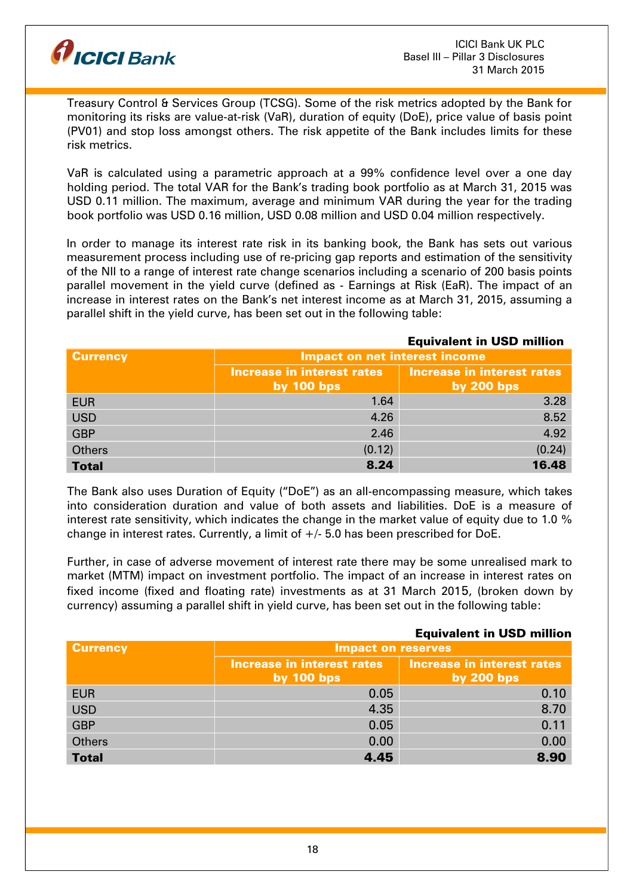Treasury Control & Services Group (TCSG). Some of the risk metrics adopted by the Bank for monitoring its risks are value-at-risk (VaR), duration of equity (DoE), price value of basis point (PV01) and stop loss amongst others. The risk appetite of the Bank includes limits for these risk metrics.

VaR is calculated using a parametric approach at a 99% confidence level over a one day holding period. The total VAR for the Bank's trading book portfolio as at March 31, 2015 was USD 0.11 million. The maximum, average and minimum VAR during the year for the trading book portfolio was USD 0.16 million, USD 0.08 million and USD 0.04 million respectively.

In order to manage its interest rate risk in its banking book, the Bank has sets out various measurement process including use of re-pricing gap reports and estimation of the sensitivity of the NII to a range of interest rate change scenarios including a scenario of 200 basis points parallel movement in the yield curve (defined as - Earnings at Risk (EaR). The impact of an increase in interest rates on the Bank's net interest income as at March 31, 2015, assuming a parallel shift in the yield curve, has been set out in the following table:

**Equivalent in USD million**

| Currency | Impact on net interest income | |
|---|---|---|
| | Increase in interest rates by 100 bps | Increase in interest rates by 200 bps |
| EUR | 1.64 | 3.28 |
| USD | 4.26 | 8.52 |
| GBP | 2.46 | 4.92 |
| Others | (0.12) | (0.24) |
| **Total** | **8.24** | **16.48** |

The Bank also uses Duration of Equity ("DoE") as an all-encompassing measure, which takes into consideration duration and value of both assets and liabilities. DoE is a measure of interest rate sensitivity, which indicates the change in the market value of equity due to 1.0 % change in interest rates. Currently, a limit of +/- 5.0 has been prescribed for DoE.

Further, in case of adverse movement of interest rate there may be some unrealised mark to market (MTM) impact on investment portfolio. The impact of an increase in interest rates on fixed income (fixed and floating rate) investments as at 31 March 2015, (broken down by currency) assuming a parallel shift in yield curve, has been set out in the following table:

**Equivalent in USD million**

| Currency | Impact on reserves | |
|---|---|---|
| | Increase in interest rates by 100 bps | Increase in interest rates by 200 bps |
| EUR | 0.05 | 0.10 |
| USD | 4.35 | 8.70 |
| GBP | 0.05 | 0.11 |
| Others | 0.00 | 0.00 |
| **Total** | **4.45** | **8.90** |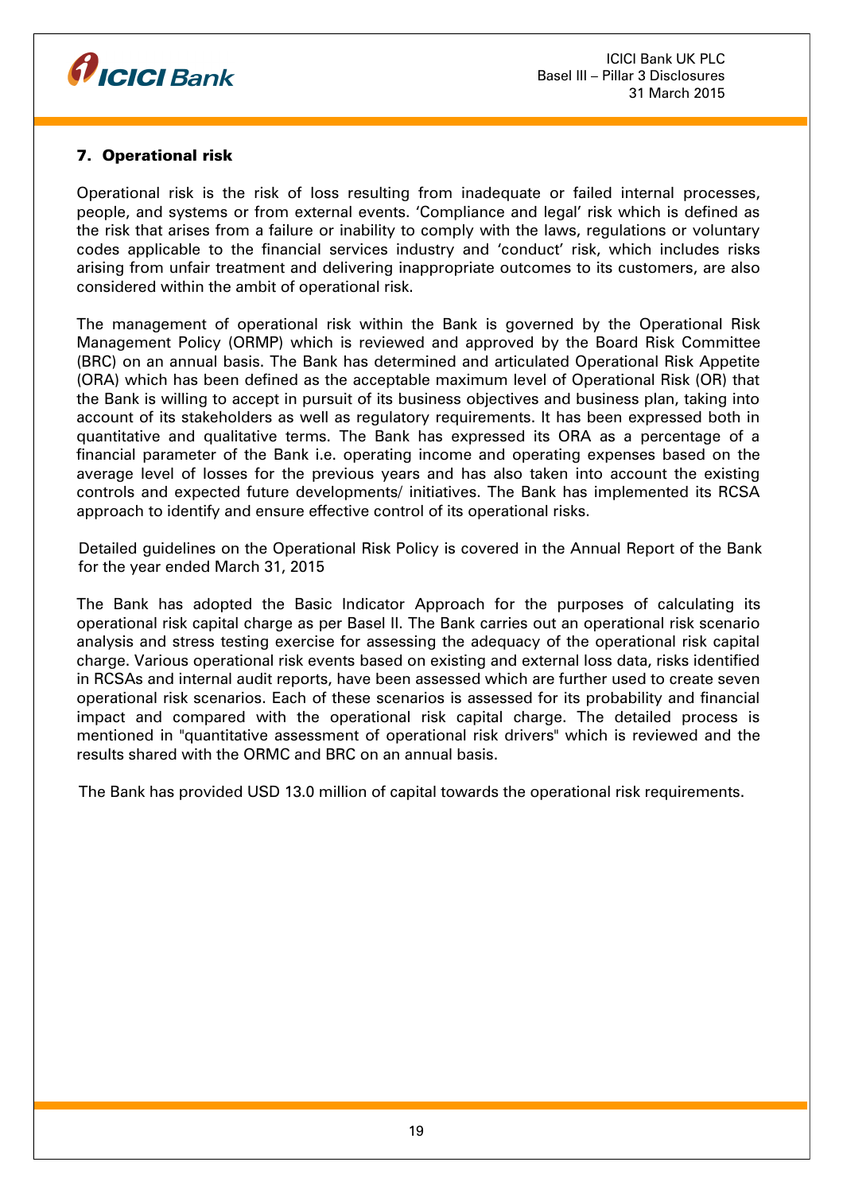## 7. Operational risk

Operational risk is the risk of loss resulting from inadequate or failed internal processes, people, and systems or from external events. 'Compliance and legal' risk which is defined as the risk that arises from a failure or inability to comply with the laws, regulations or voluntary codes applicable to the financial services industry and 'conduct' risk, which includes risks arising from unfair treatment and delivering inappropriate outcomes to its customers, are also considered within the ambit of operational risk.

The management of operational risk within the Bank is governed by the Operational Risk Management Policy (ORMP) which is reviewed and approved by the Board Risk Committee (BRC) on an annual basis. The Bank has determined and articulated Operational Risk Appetite (ORA) which has been defined as the acceptable maximum level of Operational Risk (OR) that the Bank is willing to accept in pursuit of its business objectives and business plan, taking into account of its stakeholders as well as regulatory requirements. It has been expressed both in quantitative and qualitative terms. The Bank has expressed its ORA as a percentage of a financial parameter of the Bank i.e. operating income and operating expenses based on the average level of losses for the previous years and has also taken into account the existing controls and expected future developments/ initiatives. The Bank has implemented its RCSA approach to identify and ensure effective control of its operational risks.

Detailed guidelines on the Operational Risk Policy is covered in the Annual Report of the Bank for the year ended March 31, 2015

The Bank has adopted the Basic Indicator Approach for the purposes of calculating its operational risk capital charge as per Basel II. The Bank carries out an operational risk scenario analysis and stress testing exercise for assessing the adequacy of the operational risk capital charge. Various operational risk events based on existing and external loss data, risks identified in RCSAs and internal audit reports, have been assessed which are further used to create seven operational risk scenarios. Each of these scenarios is assessed for its probability and financial impact and compared with the operational risk capital charge. The detailed process is mentioned in "quantitative assessment of operational risk drivers" which is reviewed and the results shared with the ORMC and BRC on an annual basis.

The Bank has provided USD 13.0 million of capital towards the operational risk requirements.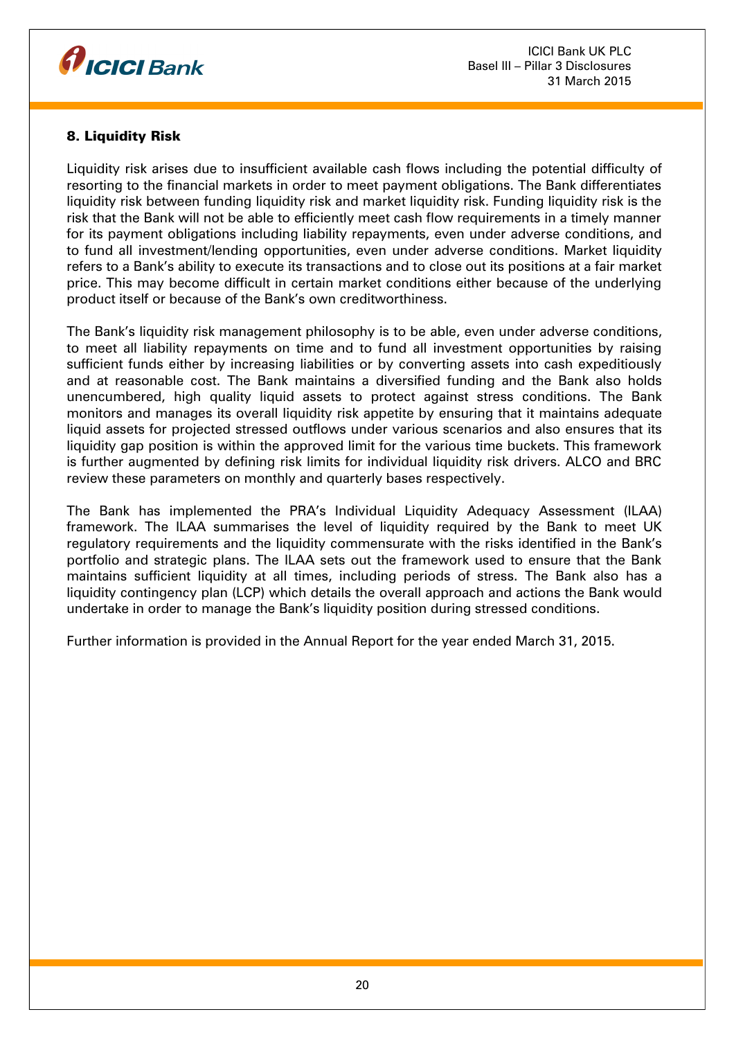## 8. Liquidity Risk

Liquidity risk arises due to insufficient available cash flows including the potential difficulty of resorting to the financial markets in order to meet payment obligations. The Bank differentiates liquidity risk between funding liquidity risk and market liquidity risk. Funding liquidity risk is the risk that the Bank will not be able to efficiently meet cash flow requirements in a timely manner for its payment obligations including liability repayments, even under adverse conditions, and to fund all investment/lending opportunities, even under adverse conditions. Market liquidity refers to a Bank's ability to execute its transactions and to close out its positions at a fair market price. This may become difficult in certain market conditions either because of the underlying product itself or because of the Bank's own creditworthiness.

The Bank's liquidity risk management philosophy is to be able, even under adverse conditions, to meet all liability repayments on time and to fund all investment opportunities by raising sufficient funds either by increasing liabilities or by converting assets into cash expeditiously and at reasonable cost. The Bank maintains a diversified funding and the Bank also holds unencumbered, high quality liquid assets to protect against stress conditions. The Bank monitors and manages its overall liquidity risk appetite by ensuring that it maintains adequate liquid assets for projected stressed outflows under various scenarios and also ensures that its liquidity gap position is within the approved limit for the various time buckets. This framework is further augmented by defining risk limits for individual liquidity risk drivers. ALCO and BRC review these parameters on monthly and quarterly bases respectively.

The Bank has implemented the PRA's Individual Liquidity Adequacy Assessment (ILAA) framework. The ILAA summarises the level of liquidity required by the Bank to meet UK regulatory requirements and the liquidity commensurate with the risks identified in the Bank's portfolio and strategic plans. The ILAA sets out the framework used to ensure that the Bank maintains sufficient liquidity at all times, including periods of stress. The Bank also has a liquidity contingency plan (LCP) which details the overall approach and actions the Bank would undertake in order to manage the Bank's liquidity position during stressed conditions.

Further information is provided in the Annual Report for the year ended March 31, 2015.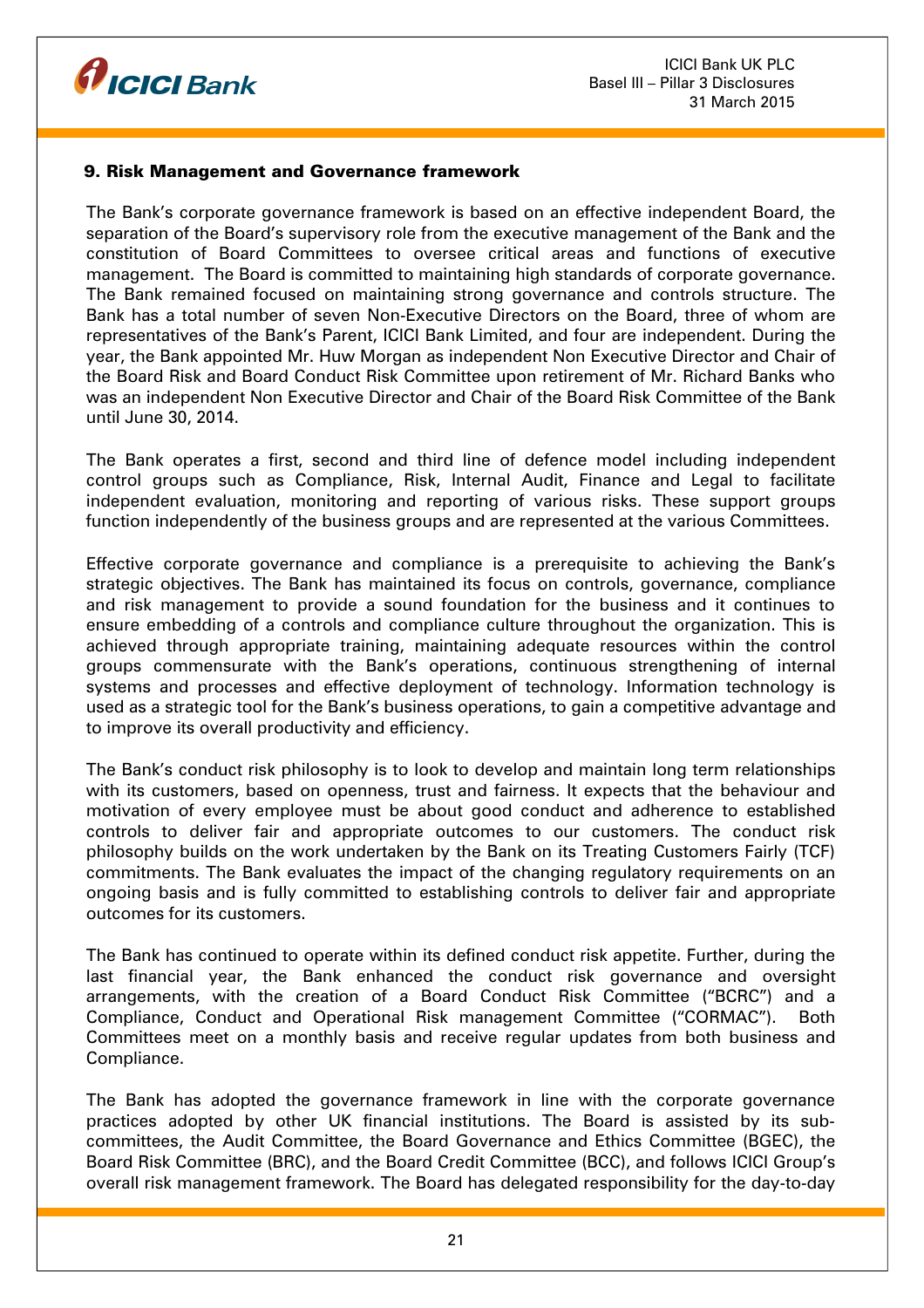## 9. Risk Management and Governance framework

The Bank's corporate governance framework is based on an effective independent Board, the separation of the Board's supervisory role from the executive management of the Bank and the constitution of Board Committees to oversee critical areas and functions of executive management. The Board is committed to maintaining high standards of corporate governance. The Bank remained focused on maintaining strong governance and controls structure. The Bank has a total number of seven Non-Executive Directors on the Board, three of whom are representatives of the Bank's Parent, ICICI Bank Limited, and four are independent. During the year, the Bank appointed Mr. Huw Morgan as independent Non Executive Director and Chair of the Board Risk and Board Conduct Risk Committee upon retirement of Mr. Richard Banks who was an independent Non Executive Director and Chair of the Board Risk Committee of the Bank until June 30, 2014.

The Bank operates a first, second and third line of defence model including independent control groups such as Compliance, Risk, Internal Audit, Finance and Legal to facilitate independent evaluation, monitoring and reporting of various risks. These support groups function independently of the business groups and are represented at the various Committees.

Effective corporate governance and compliance is a prerequisite to achieving the Bank's strategic objectives. The Bank has maintained its focus on controls, governance, compliance and risk management to provide a sound foundation for the business and it continues to ensure embedding of a controls and compliance culture throughout the organization. This is achieved through appropriate training, maintaining adequate resources within the control groups commensurate with the Bank's operations, continuous strengthening of internal systems and processes and effective deployment of technology. Information technology is used as a strategic tool for the Bank's business operations, to gain a competitive advantage and to improve its overall productivity and efficiency.

The Bank's conduct risk philosophy is to look to develop and maintain long term relationships with its customers, based on openness, trust and fairness. It expects that the behaviour and motivation of every employee must be about good conduct and adherence to established controls to deliver fair and appropriate outcomes to our customers. The conduct risk philosophy builds on the work undertaken by the Bank on its Treating Customers Fairly (TCF) commitments. The Bank evaluates the impact of the changing regulatory requirements on an ongoing basis and is fully committed to establishing controls to deliver fair and appropriate outcomes for its customers.

The Bank has continued to operate within its defined conduct risk appetite. Further, during the last financial year, the Bank enhanced the conduct risk governance and oversight arrangements, with the creation of a Board Conduct Risk Committee ("BCRC") and a Compliance, Conduct and Operational Risk management Committee ("CORMAC"). Both Committees meet on a monthly basis and receive regular updates from both business and Compliance.

The Bank has adopted the governance framework in line with the corporate governance practices adopted by other UK financial institutions. The Board is assisted by its sub-committees, the Audit Committee, the Board Governance and Ethics Committee (BGEC), the Board Risk Committee (BRC), and the Board Credit Committee (BCC), and follows ICICI Group's overall risk management framework. The Board has delegated responsibility for the day-to-day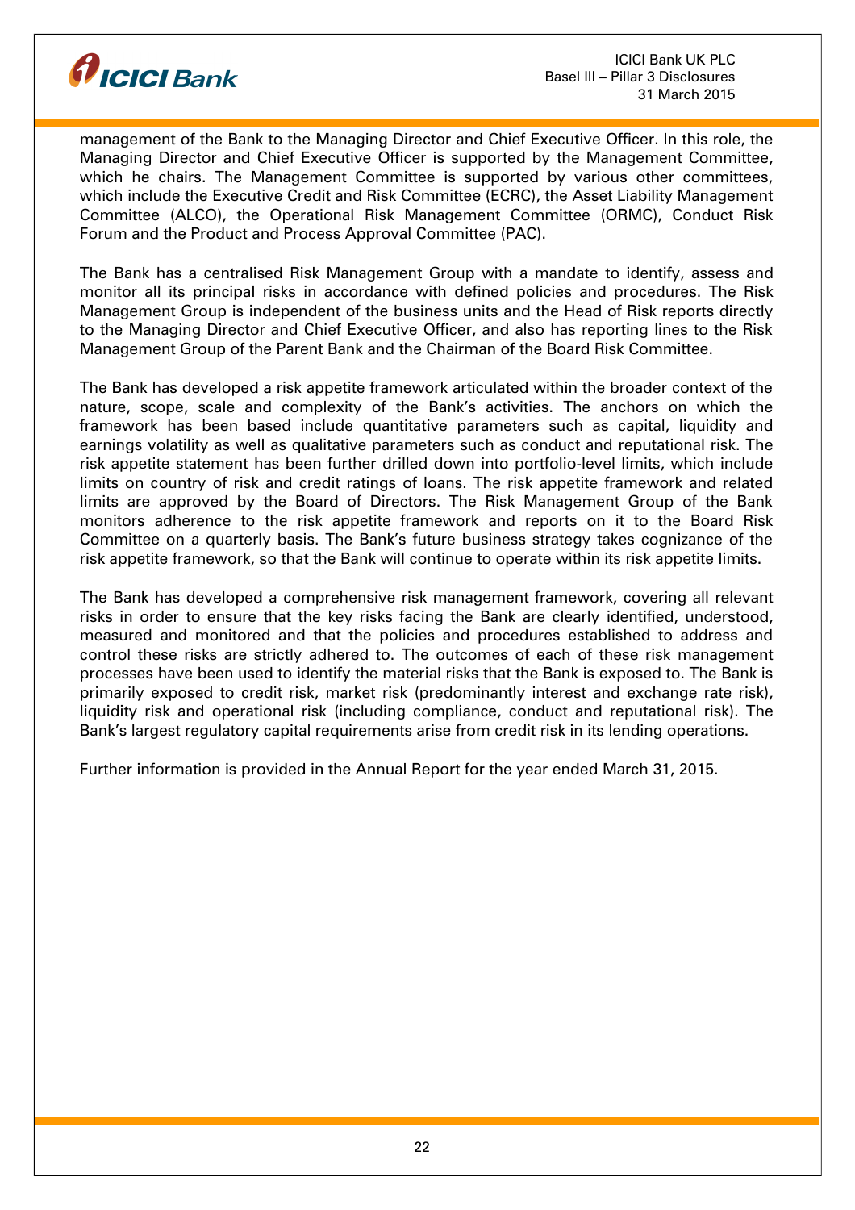management of the Bank to the Managing Director and Chief Executive Officer. In this role, the Managing Director and Chief Executive Officer is supported by the Management Committee, which he chairs. The Management Committee is supported by various other committees, which include the Executive Credit and Risk Committee (ECRC), the Asset Liability Management Committee (ALCO), the Operational Risk Management Committee (ORMC), Conduct Risk Forum and the Product and Process Approval Committee (PAC).

The Bank has a centralised Risk Management Group with a mandate to identify, assess and monitor all its principal risks in accordance with defined policies and procedures. The Risk Management Group is independent of the business units and the Head of Risk reports directly to the Managing Director and Chief Executive Officer, and also has reporting lines to the Risk Management Group of the Parent Bank and the Chairman of the Board Risk Committee.

The Bank has developed a risk appetite framework articulated within the broader context of the nature, scope, scale and complexity of the Bank's activities. The anchors on which the framework has been based include quantitative parameters such as capital, liquidity and earnings volatility as well as qualitative parameters such as conduct and reputational risk. The risk appetite statement has been further drilled down into portfolio-level limits, which include limits on country of risk and credit ratings of loans. The risk appetite framework and related limits are approved by the Board of Directors. The Risk Management Group of the Bank monitors adherence to the risk appetite framework and reports on it to the Board Risk Committee on a quarterly basis. The Bank's future business strategy takes cognizance of the risk appetite framework, so that the Bank will continue to operate within its risk appetite limits.

The Bank has developed a comprehensive risk management framework, covering all relevant risks in order to ensure that the key risks facing the Bank are clearly identified, understood, measured and monitored and that the policies and procedures established to address and control these risks are strictly adhered to. The outcomes of each of these risk management processes have been used to identify the material risks that the Bank is exposed to. The Bank is primarily exposed to credit risk, market risk (predominantly interest and exchange rate risk), liquidity risk and operational risk (including compliance, conduct and reputational risk). The Bank's largest regulatory capital requirements arise from credit risk in its lending operations.

Further information is provided in the Annual Report for the year ended March 31, 2015.